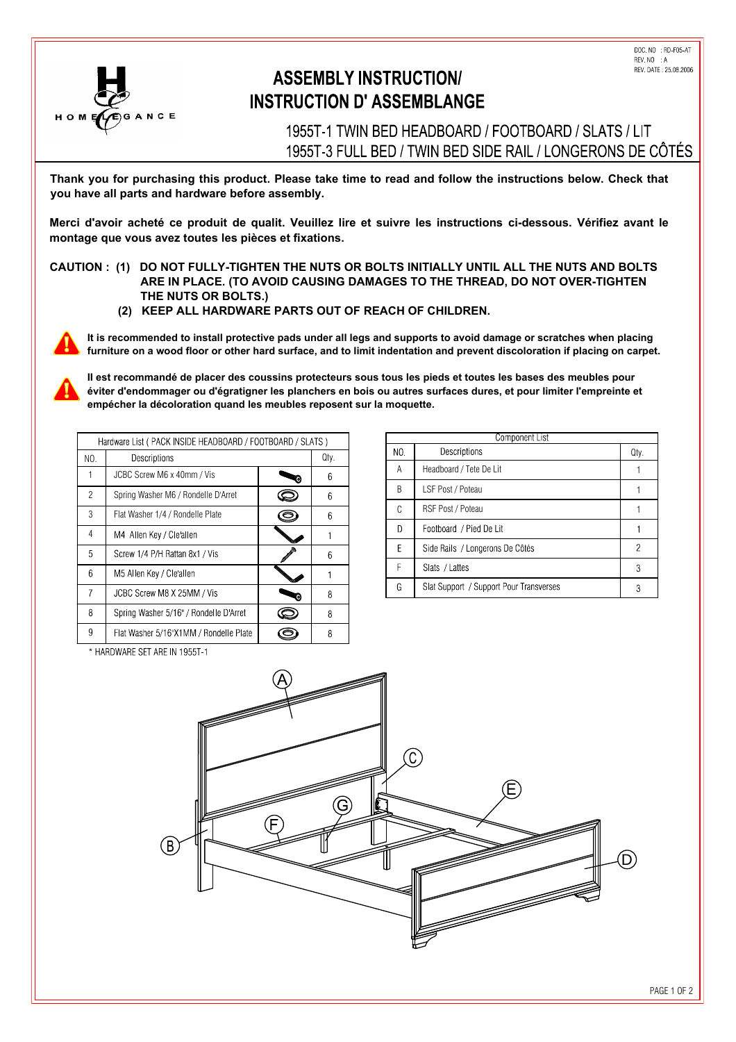DOC. NO : RD-F05-AT
REV. NO : A
REV. DATE : 25.08.2006

HOME ELEGANCE

# ASSEMBLY INSTRUCTION/ INSTRUCTION D' ASSEMBLANGE

## 1955T-1 TWIN BED HEADBOARD / FOOTBOARD / SLATS / LIT
## 1955T-3 FULL BED / TWIN BED SIDE RAIL / LONGERONS DE CÔTÉS

**Thank you for purchasing this product. Please take time to read and follow the instructions below. Check that you have all parts and hardware before assembly.**

**Merci d'avoir acheté ce produit de qualit. Veuillez lire et suivre les instructions ci-dessous. Vérifiez avant le montage que vous avez toutes les pièces et fixations.**

**CAUTION : (1) DO NOT FULLY-TIGHTEN THE NUTS OR BOLTS INITIALLY UNTIL ALL THE NUTS AND BOLTS ARE IN PLACE. (TO AVOID CAUSING DAMAGES TO THE THREAD, DO NOT OVER-TIGHTEN THE NUTS OR BOLTS.)**
**(2) KEEP ALL HARDWARE PARTS OUT OF REACH OF CHILDREN.**

**It is recommended to install protective pads under all legs and supports to avoid damage or scratches when placing furniture on a wood floor or other hard surface, and to limit indentation and prevent discoloration if placing on carpet.**

**Il est recommandé de placer des coussins protecteurs sous tous les pieds et toutes les bases des meubles pour éviter d'endommager ou d'égratigner les planchers en bois ou autres surfaces dures, et pour limiter l'empreinte et empêcher la décoloration quand les meubles reposent sur la moquette.**

| Hardware List ( PACK INSIDE HEADBOARD / FOOTBOARD / SLATS ) | | |
|---|---|---|
| NO. | Descriptions | Qty. |
| 1 | JCBC Screw M6 x 40mm / Vis | 6 |
| 2 | Spring Washer M6 / Rondelle D'Arret | 6 |
| 3 | Flat Washer 1/4 / Rondelle Plate | 6 |
| 4 | M4 Allen Key / Cle'allen | 1 |
| 5 | Screw 1/4 P/H Rattan 8x1 / Vis | 6 |
| 6 | M5 Allen Key / Cle'allen | 1 |
| 7 | JCBC Screw M8 X 25MM / Vis | 8 |
| 8 | Spring Washer 5/16" / Rondelle D'Arret | 8 |
| 9 | Flat Washer 5/16"X1MM / Rondelle Plate | 8 |

\* HARDWARE SET ARE IN 1955T-1

| Component List | | |
|---|---|---|
| NO. | Descriptions | Qty. |
| A | Headboard / Tete De Lit | 1 |
| B | LSF Post / Poteau | 1 |
| C | RSF Post / Poteau | 1 |
| D | Footboard / Pied De Lit | 1 |
| E | Side Rails / Longerons De Côtés | 2 |
| F | Slats / Lattes | 3 |
| G | Slat Support / Support Pour Transverses | 3 |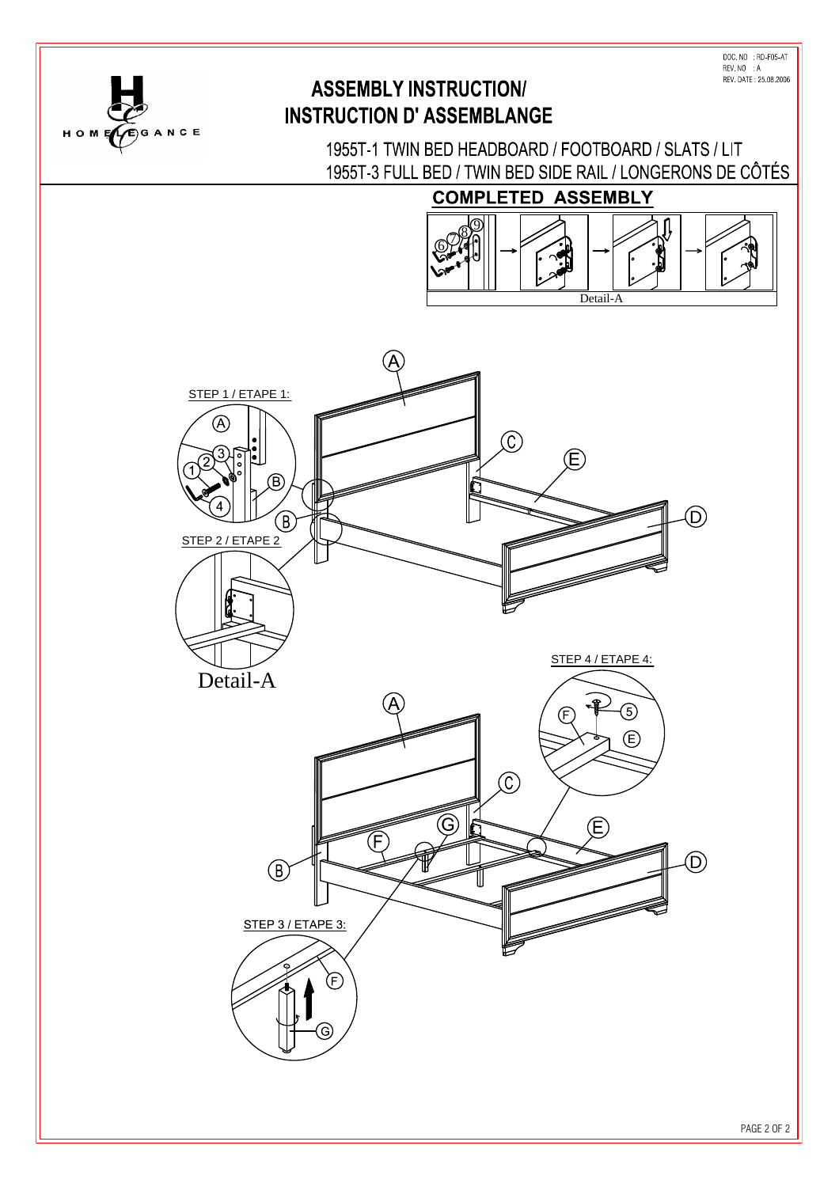DOC. NO : RD-F05-AT
REV. NO : A
REV. DATE : 25.08.2006

HOME ELEGANCE

# ASSEMBLY INSTRUCTION/ INSTRUCTION D' ASSEMBLANGE

1955T-1 TWIN BED HEADBOARD / FOOTBOARD / SLATS / LIT
1955T-3 FULL BED / TWIN BED SIDE RAIL / LONGERONS DE CÔTÉS

## COMPLETED ASSEMBLY

6 7 8 9

Detail-A

A

STEP 1 / ETAPE 1:

A
1 2 3
B
4

C
E
D
B

STEP 2 / ETAPE 2

Detail-A

STEP 4 / ETAPE 4:

F 5
E

A
C
G
F
E
B
D

STEP 3 / ETAPE 3:

F
G